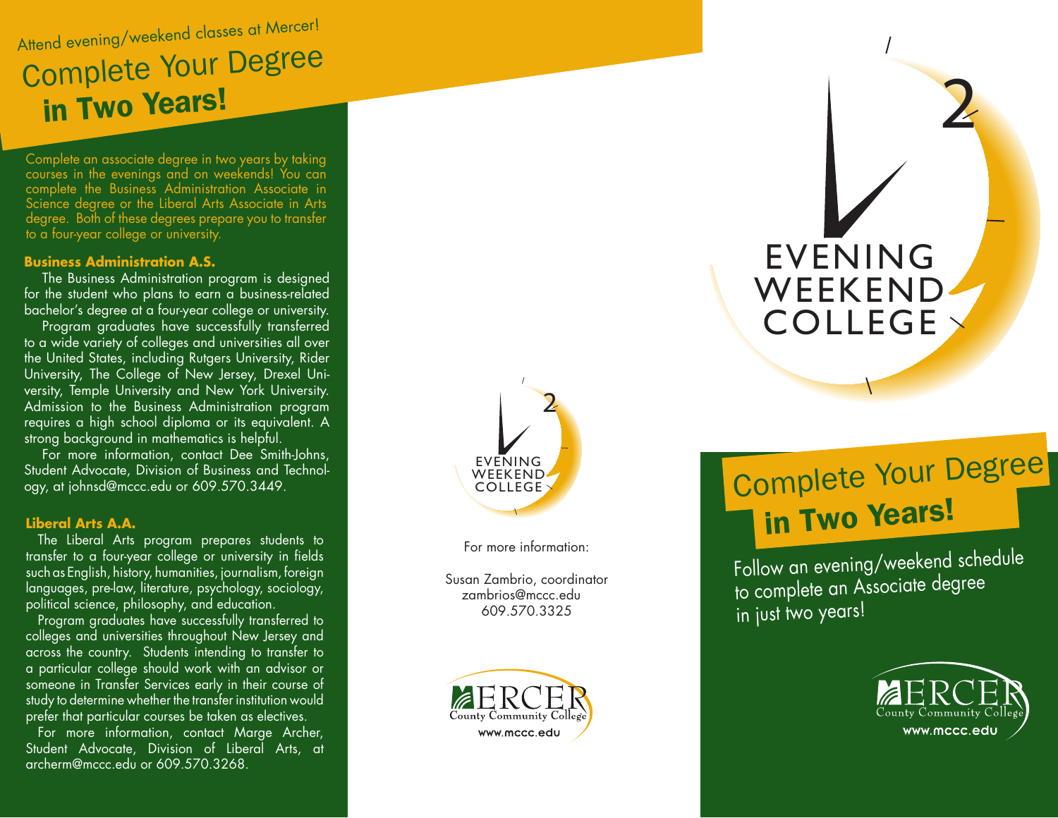Attend evening/weekend classes at Mercer!

# Complete Your Degree **in Two Years!**

Complete an associate degree in two years by taking courses in the evenings and on weekends! You can complete the Business Administration Associate in Science degree or the Liberal Arts Associate in Arts degree. Both of these degrees prepare you to transfer to a four-year college or university.

## Business Administration A.S.

The Business Administration program is designed for the student who plans to earn a business-related bachelor's degree at a four-year college or university.

Program graduates have successfully transferred to a wide variety of colleges and universities all over the United States, including Rutgers University, Rider University, The College of New Jersey, Drexel University, Temple University and New York University. Admission to the Business Administration program requires a high school diploma or its equivalent. A strong background in mathematics is helpful.

For more information, contact Dee Smith-Johns, Student Advocate, Division of Business and Technology, at johnsd@mccc.edu or 609.570.3449.

## Liberal Arts A.A.

The Liberal Arts program prepares students to transfer to a four-year college or university in fields such as English, history, humanities, journalism, foreign languages, pre-law, literature, psychology, sociology, political science, philosophy, and education.

Program graduates have successfully transferred to colleges and universities throughout New Jersey and across the country. Students intending to transfer to a particular college should work with an advisor or someone in Transfer Services early in their course of study to determine whether the transfer institution would prefer that particular courses be taken as electives.

For more information, contact Marge Archer, Student Advocate, Division of Liberal Arts, at archerm@mccc.edu or 609.570.3268.

EVENING WEEKEND COLLEGE

For more information:

Susan Zambrio, coordinator
zambrios@mccc.edu
609.570.3325

MERCER County Community College
www.mccc.edu

EVENING WEEKEND COLLEGE

# Complete Your Degree **in Two Years!**

Follow an evening/weekend schedule to complete an Associate degree in just two years!

MERCER County Community College
www.mccc.edu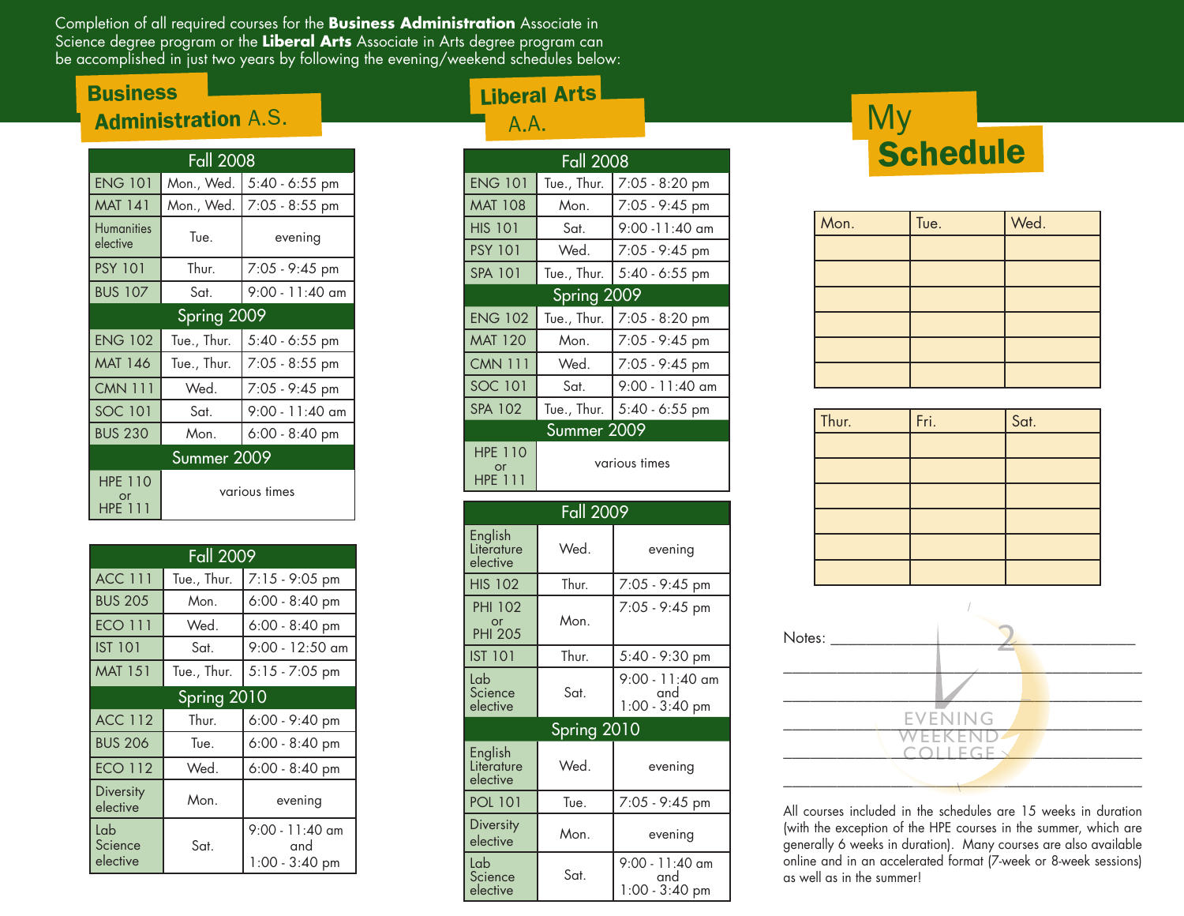Completion of all required courses for the **Business Administration** Associate in Science degree program or the **Liberal Arts** Associate in Arts degree program can be accomplished in just two years by following the evening/weekend schedules below:

## Business Administration A.S.

| Fall 2008 | | |
|---|---|---|
| ENG 101 | Mon., Wed. | 5:40 - 6:55 pm |
| MAT 141 | Mon., Wed. | 7:05 - 8:55 pm |
| Humanities elective | Tue. | evening |
| PSY 101 | Thur. | 7:05 - 9:45 pm |
| BUS 107 | Sat. | 9:00 - 11:40 am |
| **Spring 2009** | | |
| ENG 102 | Tue., Thur. | 5:40 - 6:55 pm |
| MAT 146 | Tue., Thur. | 7:05 - 8:55 pm |
| CMN 111 | Wed. | 7:05 - 9:45 pm |
| SOC 101 | Sat. | 9:00 - 11:40 am |
| BUS 230 | Mon. | 6:00 - 8:40 pm |
| **Summer 2009** | | |
| HPE 110 or HPE 111 | various times | |

| Fall 2009 | | |
|---|---|---|
| ACC 111 | Tue., Thur. | 7:15 - 9:05 pm |
| BUS 205 | Mon. | 6:00 - 8:40 pm |
| ECO 111 | Wed. | 6:00 - 8:40 pm |
| IST 101 | Sat. | 9:00 - 12:50 am |
| MAT 151 | Tue., Thur. | 5:15 - 7:05 pm |
| **Spring 2010** | | |
| ACC 112 | Thur. | 6:00 - 9:40 pm |
| BUS 206 | Tue. | 6:00 - 8:40 pm |
| ECO 112 | Wed. | 6:00 - 8:40 pm |
| Diversity elective | Mon. | evening |
| Lab Science elective | Sat. | 9:00 - 11:40 am and 1:00 - 3:40 pm |

## Liberal Arts A.A.

| Fall 2008 | | |
|---|---|---|
| ENG 101 | Tue., Thur. | 7:05 - 8:20 pm |
| MAT 108 | Mon. | 7:05 - 9:45 pm |
| HIS 101 | Sat. | 9:00 -11:40 am |
| PSY 101 | Wed. | 7:05 - 9:45 pm |
| SPA 101 | Tue., Thur. | 5:40 - 6:55 pm |
| **Spring 2009** | | |
| ENG 102 | Tue., Thur. | 7:05 - 8:20 pm |
| MAT 120 | Mon. | 7:05 - 9:45 pm |
| CMN 111 | Wed. | 7:05 - 9:45 pm |
| SOC 101 | Sat. | 9:00 - 11:40 am |
| SPA 102 | Tue., Thur. | 5:40 - 6:55 pm |
| **Summer 2009** | | |
| HPE 110 or HPE 111 | various times | |

| Fall 2009 | | |
|---|---|---|
| English Literature elective | Wed. | evening |
| HIS 102 | Thur. | 7:05 - 9:45 pm |
| PHI 102 or PHI 205 | Mon. | 7:05 - 9:45 pm |
| IST 101 | Thur. | 5:40 - 9:30 pm |
| Lab Science elective | Sat. | 9:00 - 11:40 am and 1:00 - 3:40 pm |
| **Spring 2010** | | |
| English Literature elective | Wed. | evening |
| POL 101 | Tue. | 7:05 - 9:45 pm |
| Diversity elective | Mon. | evening |
| Lab Science elective | Sat. | 9:00 - 11:40 am and 1:00 - 3:40 pm |

## My Schedule

| Mon. | Tue. | Wed. |
|---|---|---|
| | | |
| | | |
| | | |
| | | |
| | | |
| | | |

| Thur. | Fri. | Sat. |
|---|---|---|
| | | |
| | | |
| | | |
| | | |
| | | |
| | | |

Notes: ______________________________________________

EVENING WEEKEND COLLEGE

All courses included in the schedules are 15 weeks in duration (with the exception of the HPE courses in the summer, which are generally 6 weeks in duration). Many courses are also available online and in an accelerated format (7-week or 8-week sessions) as well as in the summer!